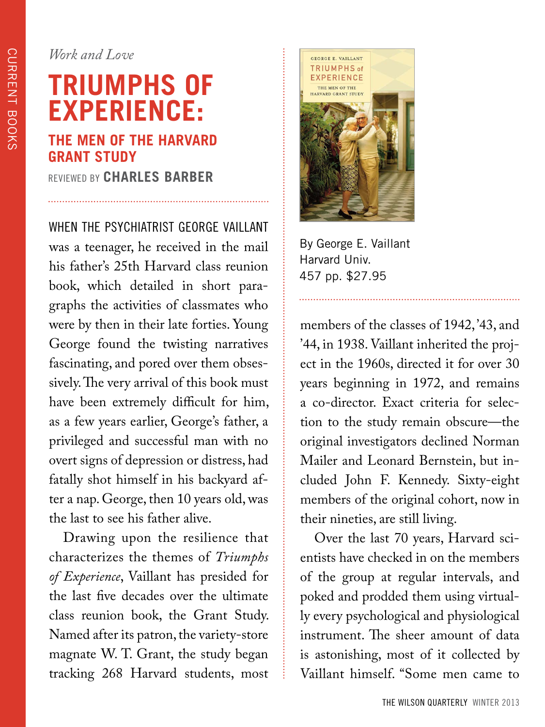*Work and Love*

# TRIUMPHS OF EXPERIENCE:

## THE MEN OF THE HARVARD GRANT STUDY

REVIEWED BY **CHARLES BARBER**

By George E. Vaillant
Harvard Univ.
457 pp. $27.95

WHEN THE PSYCHIATRIST GEORGE VAILLANT was a teenager, he received in the mail his father's 25th Harvard class reunion book, which detailed in short paragraphs the activities of classmates who were by then in their late forties. Young George found the twisting narratives fascinating, and pored over them obsessively. The very arrival of this book must have been extremely difficult for him, as a few years earlier, George's father, a privileged and successful man with no overt signs of depression or distress, had fatally shot himself in his backyard after a nap. George, then 10 years old, was the last to see his father alive.

Drawing upon the resilience that characterizes the themes of *Triumphs of Experience*, Vaillant has presided for the last five decades over the ultimate class reunion book, the Grant Study. Named after its patron, the variety-store magnate W. T. Grant, the study began tracking 268 Harvard students, most members of the classes of 1942, '43, and '44, in 1938. Vaillant inherited the project in the 1960s, directed it for over 30 years beginning in 1972, and remains a co-director. Exact criteria for selection to the study remain obscure—the original investigators declined Norman Mailer and Leonard Bernstein, but included John F. Kennedy. Sixty-eight members of the original cohort, now in their nineties, are still living.

Over the last 70 years, Harvard scientists have checked in on the members of the group at regular intervals, and poked and prodded them using virtually every psychological and physiological instrument. The sheer amount of data is astonishing, most of it collected by Vaillant himself. "Some men came to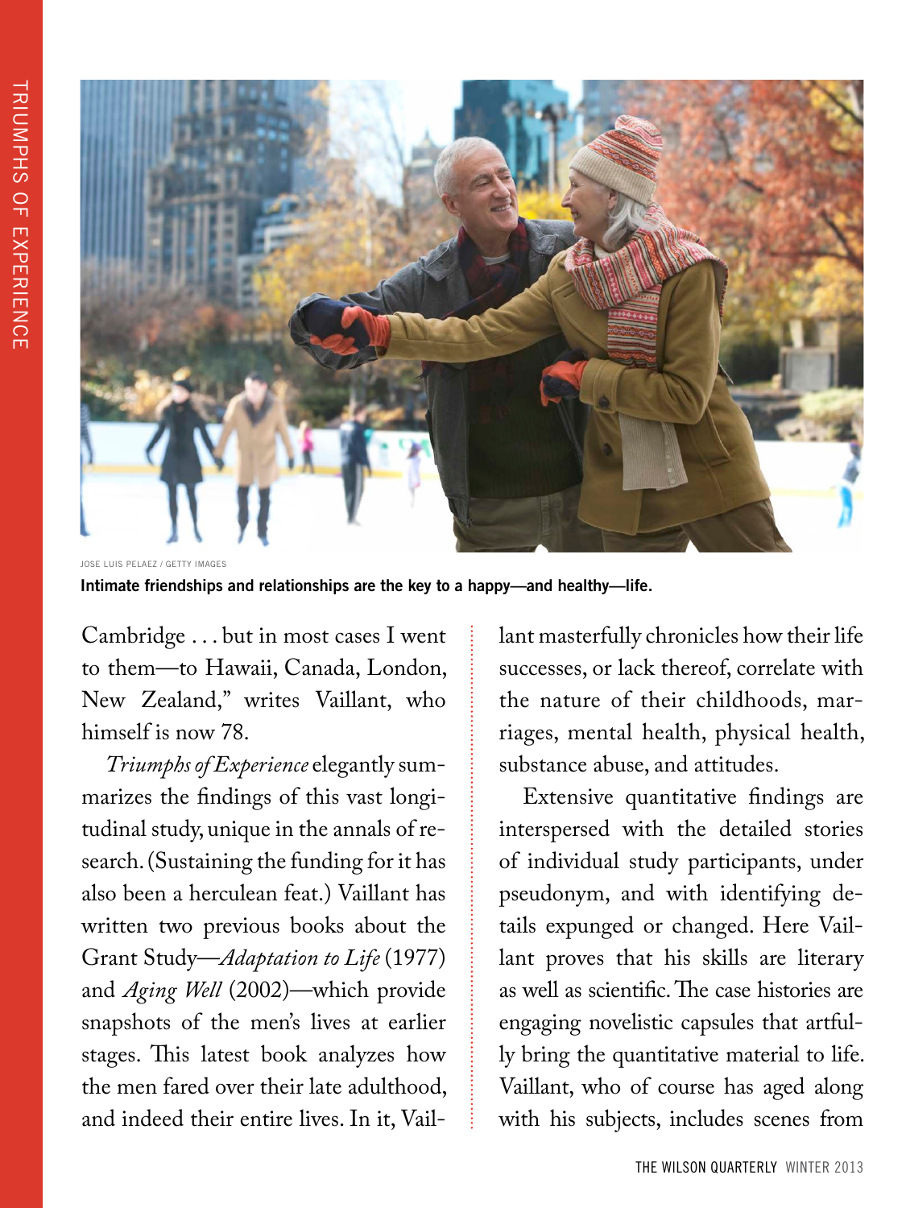JOSE LUIS PELAEZ / GETTY IMAGES

**Intimate friendships and relationships are the key to a happy—and healthy—life.**

Cambridge . . . but in most cases I went to them—to Hawaii, Canada, London, New Zealand," writes Vaillant, who himself is now 78.

*Triumphs of Experience* elegantly summarizes the findings of this vast longitudinal study, unique in the annals of research. (Sustaining the funding for it has also been a herculean feat.) Vaillant has written two previous books about the Grant Study—*Adaptation to Life* (1977) and *Aging Well* (2002)—which provide snapshots of the men's lives at earlier stages. This latest book analyzes how the men fared over their late adulthood, and indeed their entire lives. In it, Vaillant masterfully chronicles how their life successes, or lack thereof, correlate with the nature of their childhoods, marriages, mental health, physical health, substance abuse, and attitudes.

Extensive quantitative findings are interspersed with the detailed stories of individual study participants, under pseudonym, and with identifying details expunged or changed. Here Vaillant proves that his skills are literary as well as scientific. The case histories are engaging novelistic capsules that artfully bring the quantitative material to life. Vaillant, who of course has aged along with his subjects, includes scenes from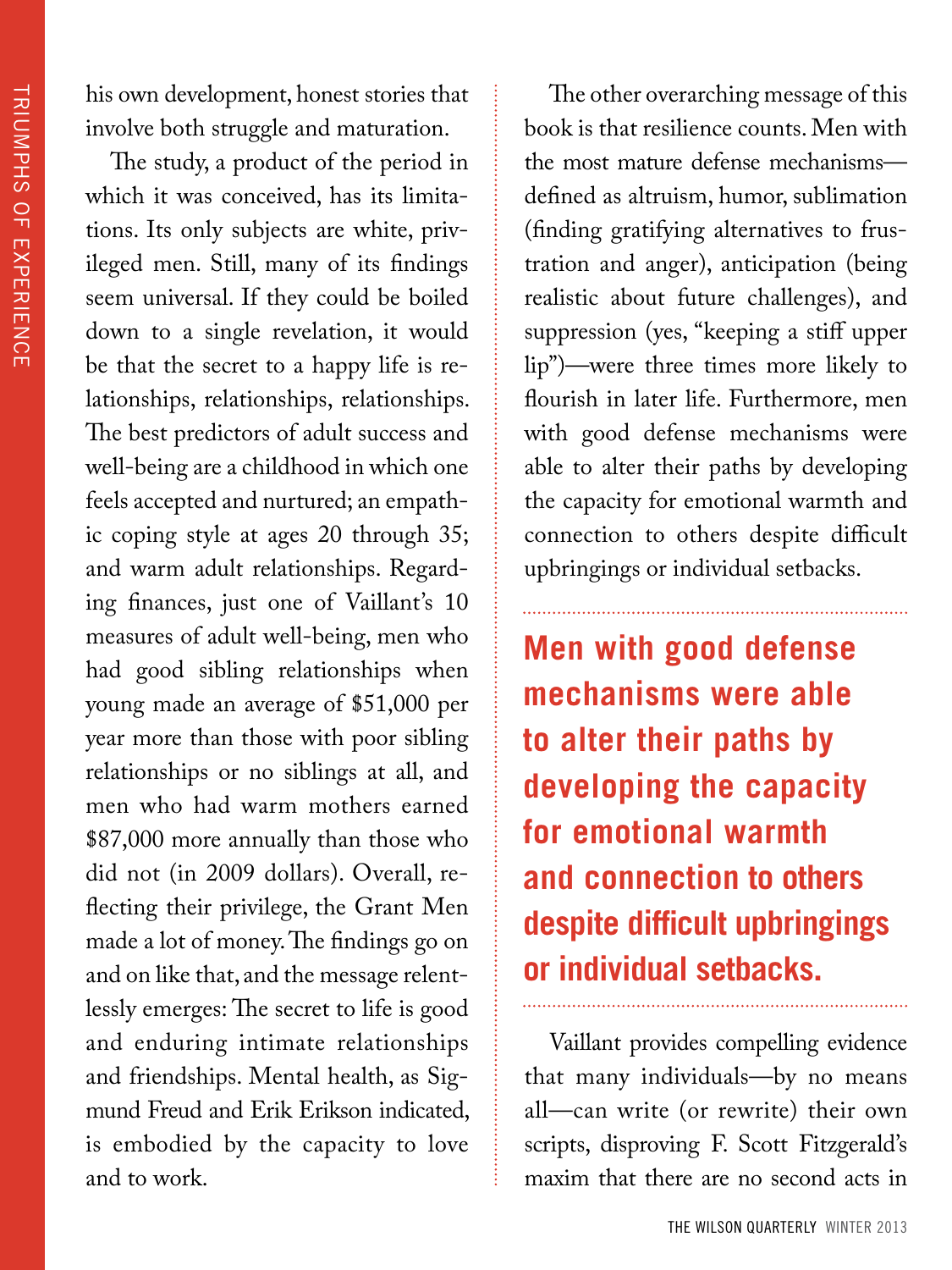his own development, honest stories that involve both struggle and maturation.

The study, a product of the period in which it was conceived, has its limitations. Its only subjects are white, privileged men. Still, many of its findings seem universal. If they could be boiled down to a single revelation, it would be that the secret to a happy life is relationships, relationships, relationships. The best predictors of adult success and well-being are a childhood in which one feels accepted and nurtured; an empathic coping style at ages 20 through 35; and warm adult relationships. Regarding finances, just one of Vaillant's 10 measures of adult well-being, men who had good sibling relationships when young made an average of $51,000 per year more than those with poor sibling relationships or no siblings at all, and men who had warm mothers earned $87,000 more annually than those who did not (in 2009 dollars). Overall, reflecting their privilege, the Grant Men made a lot of money. The findings go on and on like that, and the message relentlessly emerges: The secret to life is good and enduring intimate relationships and friendships. Mental health, as Sigmund Freud and Erik Erikson indicated, is embodied by the capacity to love and to work.

The other overarching message of this book is that resilience counts. Men with the most mature defense mechanisms—defined as altruism, humor, sublimation (finding gratifying alternatives to frustration and anger), anticipation (being realistic about future challenges), and suppression (yes, "keeping a stiff upper lip")—were three times more likely to flourish in later life. Furthermore, men with good defense mechanisms were able to alter their paths by developing the capacity for emotional warmth and connection to others despite difficult upbringings or individual setbacks.

**Men with good defense mechanisms were able to alter their paths by developing the capacity for emotional warmth and connection to others despite difficult upbringings or individual setbacks.**

Vaillant provides compelling evidence that many individuals—by no means all—can write (or rewrite) their own scripts, disproving F. Scott Fitzgerald's maxim that there are no second acts in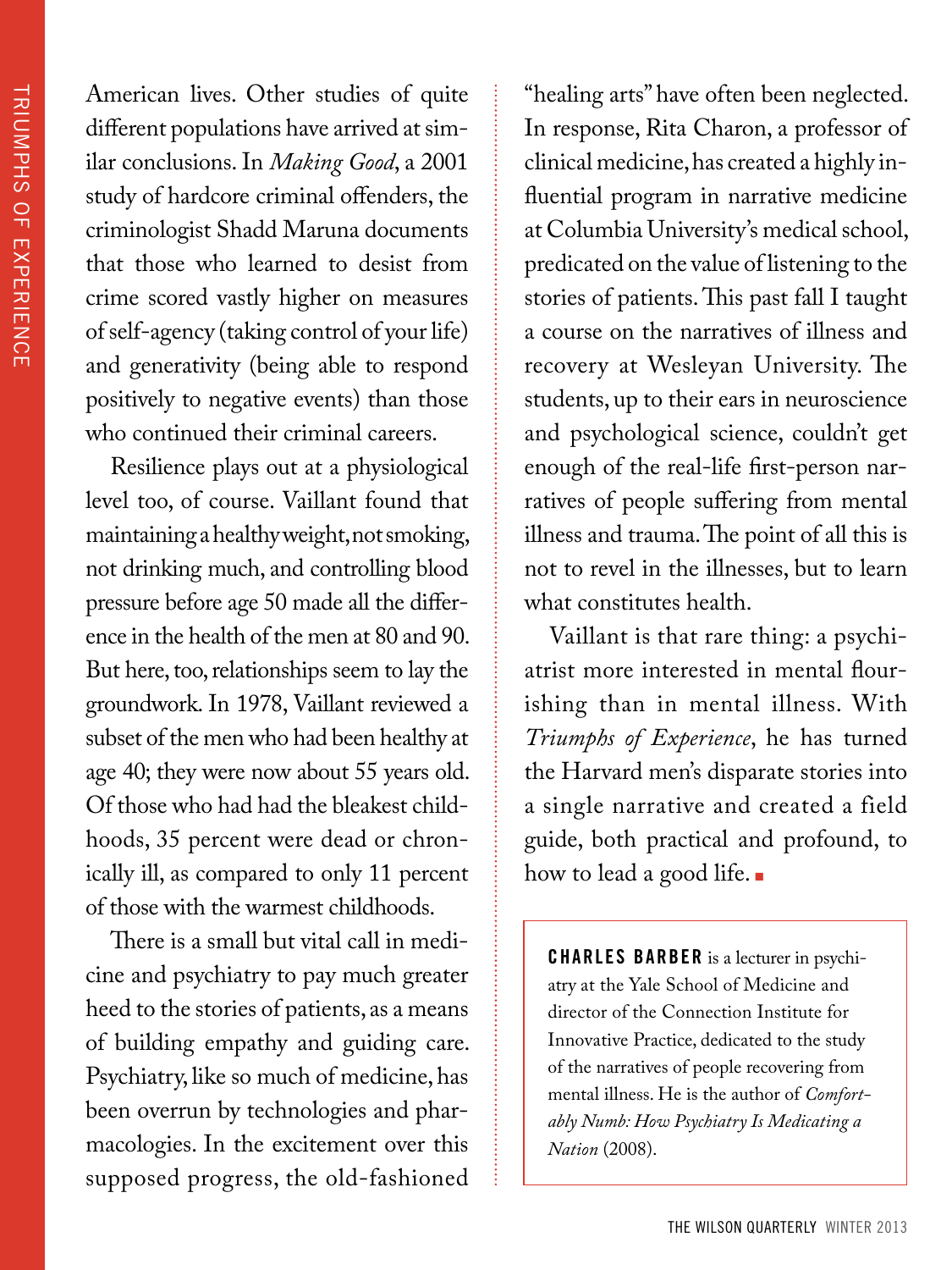American lives. Other studies of quite different populations have arrived at similar conclusions. In *Making Good*, a 2001 study of hardcore criminal offenders, the criminologist Shadd Maruna documents that those who learned to desist from crime scored vastly higher on measures of self-agency (taking control of your life) and generativity (being able to respond positively to negative events) than those who continued their criminal careers.

Resilience plays out at a physiological level too, of course. Vaillant found that maintaining a healthy weight, not smoking, not drinking much, and controlling blood pressure before age 50 made all the difference in the health of the men at 80 and 90. But here, too, relationships seem to lay the groundwork. In 1978, Vaillant reviewed a subset of the men who had been healthy at age 40; they were now about 55 years old. Of those who had had the bleakest childhoods, 35 percent were dead or chronically ill, as compared to only 11 percent of those with the warmest childhoods.

There is a small but vital call in medicine and psychiatry to pay much greater heed to the stories of patients, as a means of building empathy and guiding care. Psychiatry, like so much of medicine, has been overrun by technologies and pharmacologies. In the excitement over this supposed progress, the old-fashioned "healing arts" have often been neglected. In response, Rita Charon, a professor of clinical medicine, has created a highly influential program in narrative medicine at Columbia University's medical school, predicated on the value of listening to the stories of patients. This past fall I taught a course on the narratives of illness and recovery at Wesleyan University. The students, up to their ears in neuroscience and psychological science, couldn't get enough of the real-life first-person narratives of people suffering from mental illness and trauma. The point of all this is not to revel in the illnesses, but to learn what constitutes health.

Vaillant is that rare thing: a psychiatrist more interested in mental flourishing than in mental illness. With *Triumphs of Experience*, he has turned the Harvard men's disparate stories into a single narrative and created a field guide, both practical and profound, to how to lead a good life. ■

**CHARLES BARBER** is a lecturer in psychiatry at the Yale School of Medicine and director of the Connection Institute for Innovative Practice, dedicated to the study of the narratives of people recovering from mental illness. He is the author of *Comfortably Numb: How Psychiatry Is Medicating a Nation* (2008).